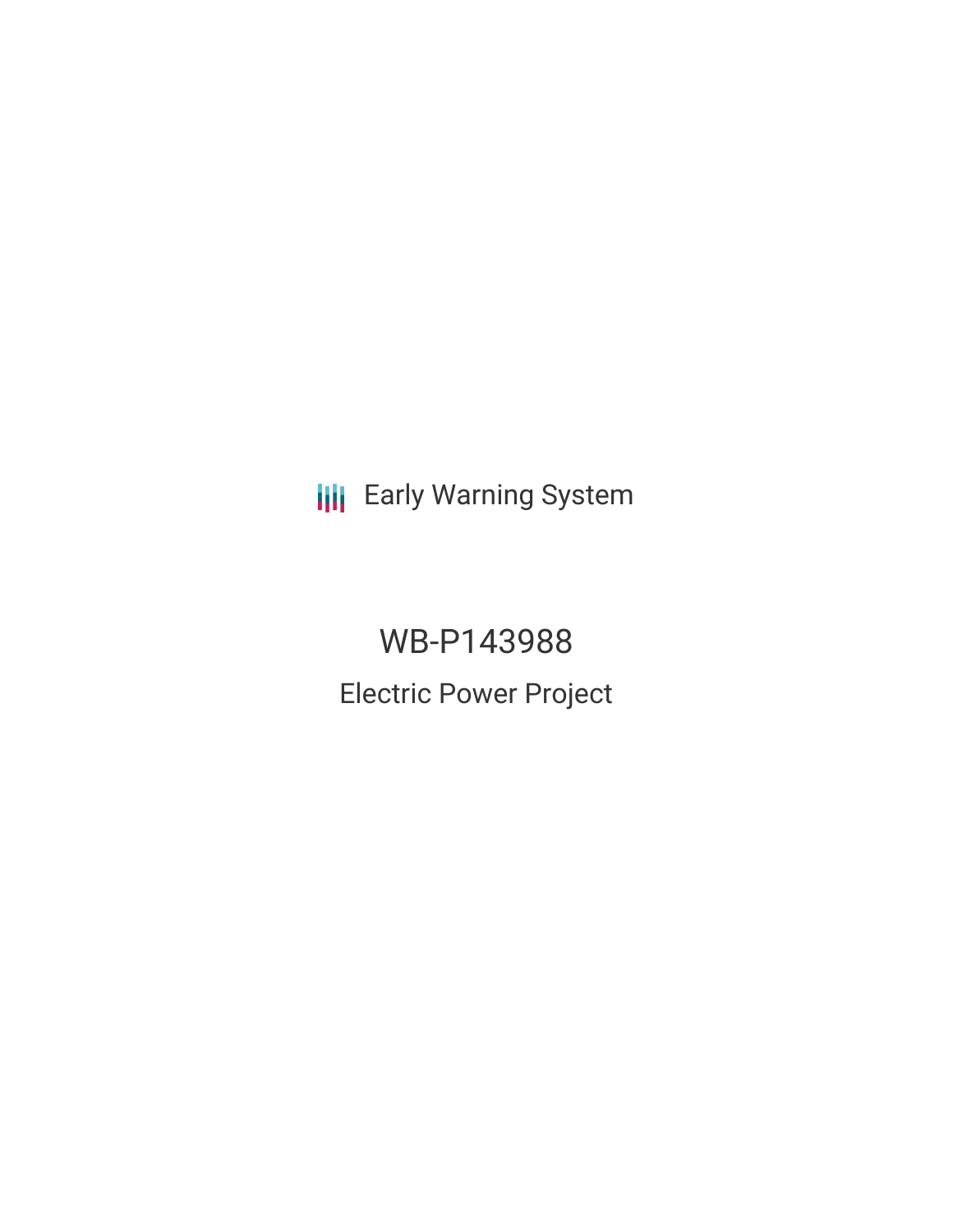Early Warning System

# WB-P143988

## Electric Power Project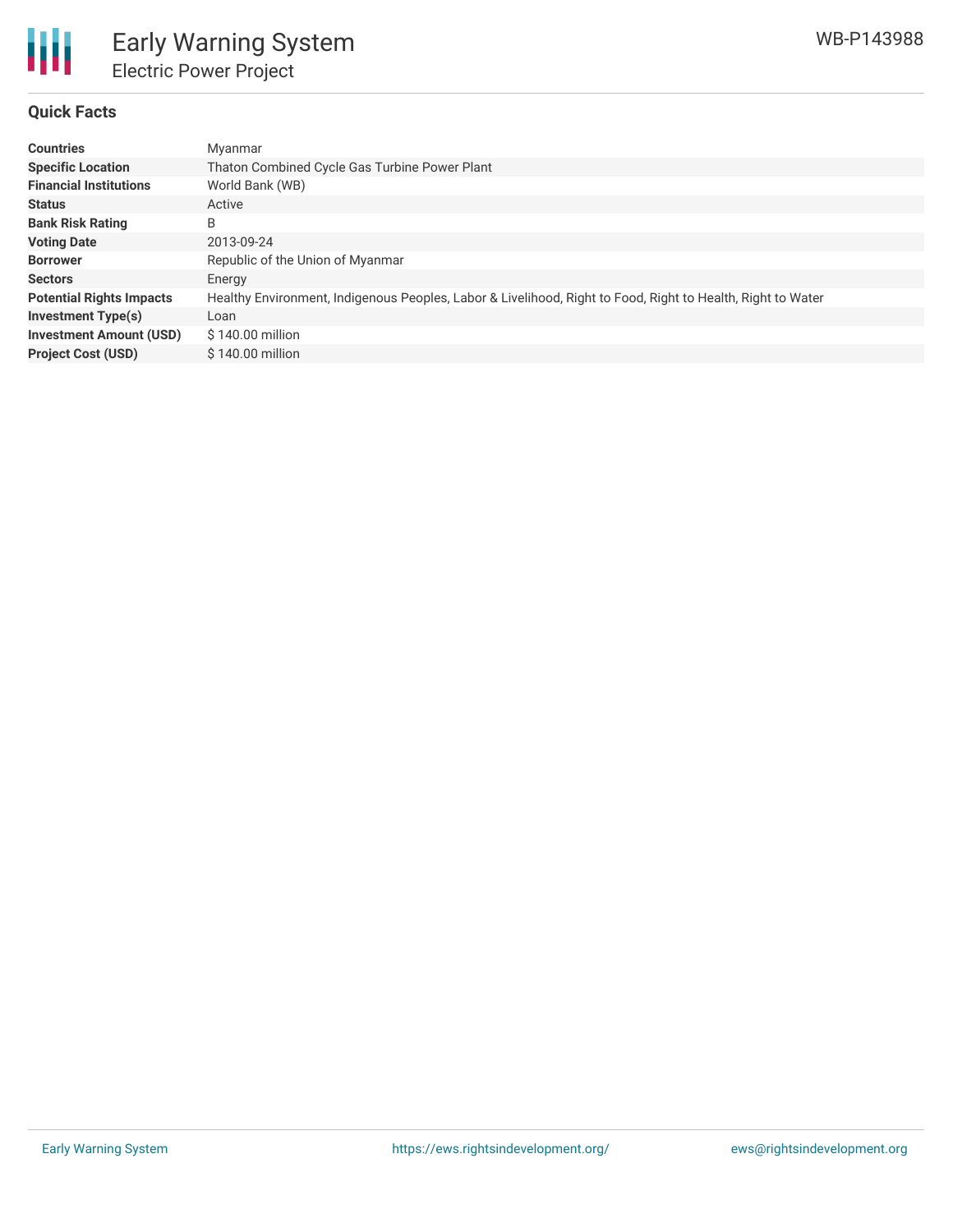# Early Warning System

## Electric Power Project

WB-P143988

### Quick Facts

| | |
|---|---|
| **Countries** | Myanmar |
| **Specific Location** | Thaton Combined Cycle Gas Turbine Power Plant |
| **Financial Institutions** | World Bank (WB) |
| **Status** | Active |
| **Bank Risk Rating** | B |
| **Voting Date** | 2013-09-24 |
| **Borrower** | Republic of the Union of Myanmar |
| **Sectors** | Energy |
| **Potential Rights Impacts** | Healthy Environment, Indigenous Peoples, Labor & Livelihood, Right to Food, Right to Health, Right to Water |
| **Investment Type(s)** | Loan |
| **Investment Amount (USD)** | $ 140.00 million |
| **Project Cost (USD)** | $ 140.00 million |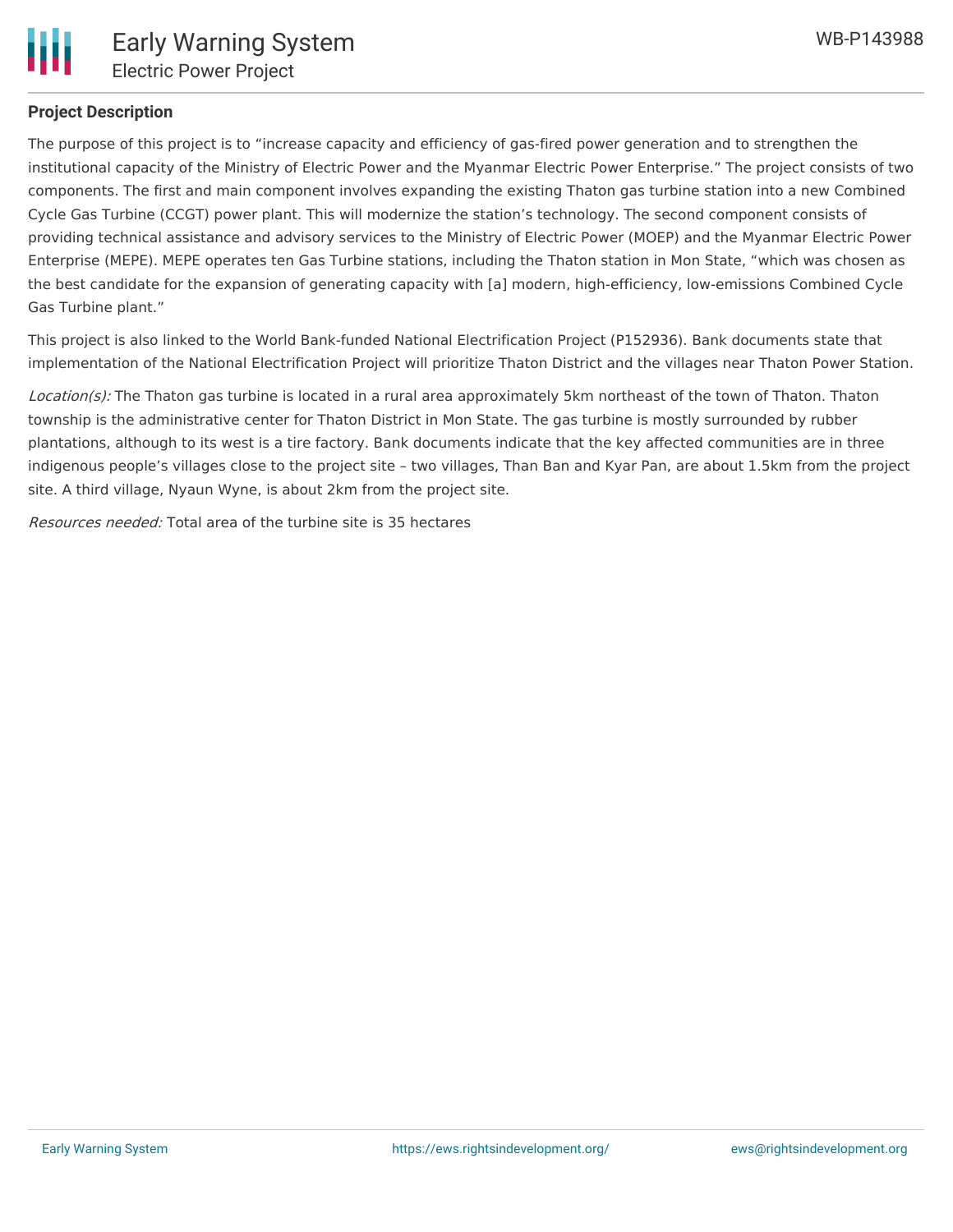**Project Description**

The purpose of this project is to "increase capacity and efficiency of gas-fired power generation and to strengthen the institutional capacity of the Ministry of Electric Power and the Myanmar Electric Power Enterprise." The project consists of two components. The first and main component involves expanding the existing Thaton gas turbine station into a new Combined Cycle Gas Turbine (CCGT) power plant. This will modernize the station's technology. The second component consists of providing technical assistance and advisory services to the Ministry of Electric Power (MOEP) and the Myanmar Electric Power Enterprise (MEPE). MEPE operates ten Gas Turbine stations, including the Thaton station in Mon State, "which was chosen as the best candidate for the expansion of generating capacity with [a] modern, high-efficiency, low-emissions Combined Cycle Gas Turbine plant."

This project is also linked to the World Bank-funded National Electrification Project (P152936). Bank documents state that implementation of the National Electrification Project will prioritize Thaton District and the villages near Thaton Power Station.

*Location(s):* The Thaton gas turbine is located in a rural area approximately 5km northeast of the town of Thaton. Thaton township is the administrative center for Thaton District in Mon State. The gas turbine is mostly surrounded by rubber plantations, although to its west is a tire factory. Bank documents indicate that the key affected communities are in three indigenous people's villages close to the project site – two villages, Than Ban and Kyar Pan, are about 1.5km from the project site. A third village, Nyaun Wyne, is about 2km from the project site.

*Resources needed:* Total area of the turbine site is 35 hectares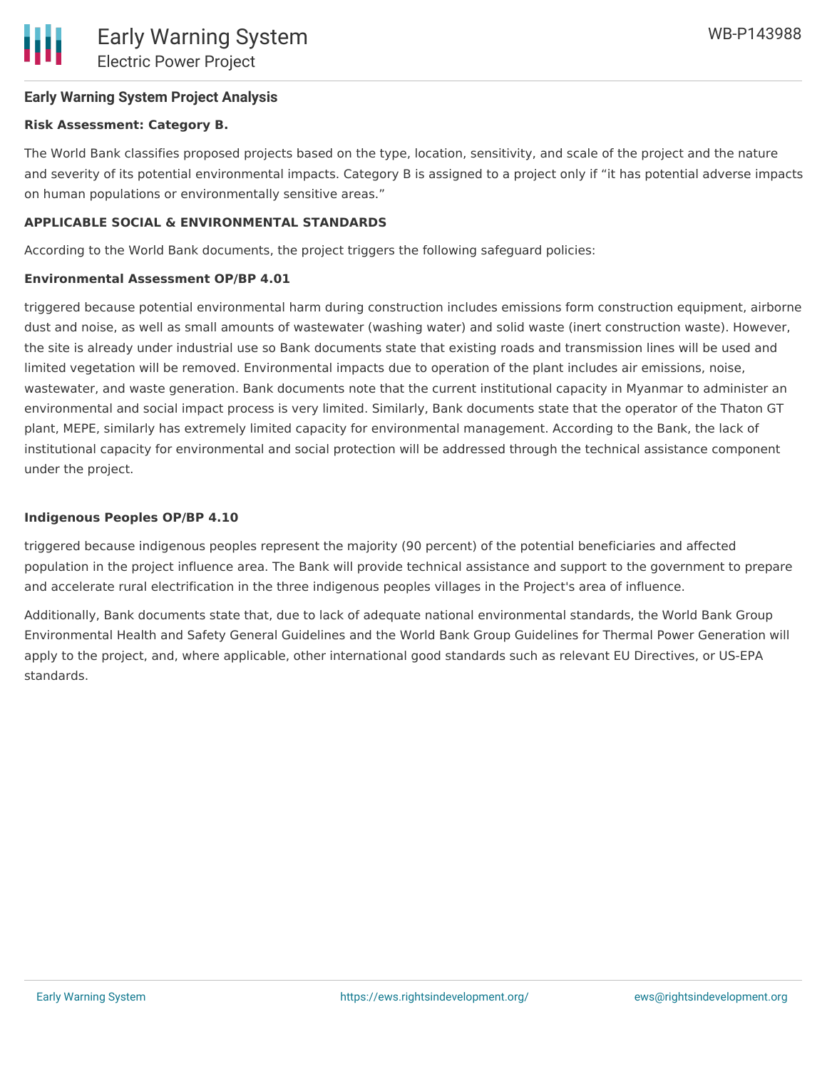**Early Warning System Project Analysis**

**Risk Assessment: Category B.**

The World Bank classifies proposed projects based on the type, location, sensitivity, and scale of the project and the nature and severity of its potential environmental impacts. Category B is assigned to a project only if "it has potential adverse impacts on human populations or environmentally sensitive areas."

**APPLICABLE SOCIAL & ENVIRONMENTAL STANDARDS**

According to the World Bank documents, the project triggers the following safeguard policies:

**Environmental Assessment OP/BP 4.01**

triggered because potential environmental harm during construction includes emissions form construction equipment, airborne dust and noise, as well as small amounts of wastewater (washing water) and solid waste (inert construction waste). However, the site is already under industrial use so Bank documents state that existing roads and transmission lines will be used and limited vegetation will be removed. Environmental impacts due to operation of the plant includes air emissions, noise, wastewater, and waste generation. Bank documents note that the current institutional capacity in Myanmar to administer an environmental and social impact process is very limited. Similarly, Bank documents state that the operator of the Thaton GT plant, MEPE, similarly has extremely limited capacity for environmental management. According to the Bank, the lack of institutional capacity for environmental and social protection will be addressed through the technical assistance component under the project.

**Indigenous Peoples OP/BP 4.10**

triggered because indigenous peoples represent the majority (90 percent) of the potential beneficiaries and affected population in the project influence area. The Bank will provide technical assistance and support to the government to prepare and accelerate rural electrification in the three indigenous peoples villages in the Project's area of influence.

Additionally, Bank documents state that, due to lack of adequate national environmental standards, the World Bank Group Environmental Health and Safety General Guidelines and the World Bank Group Guidelines for Thermal Power Generation will apply to the project, and, where applicable, other international good standards such as relevant EU Directives, or US-EPA standards.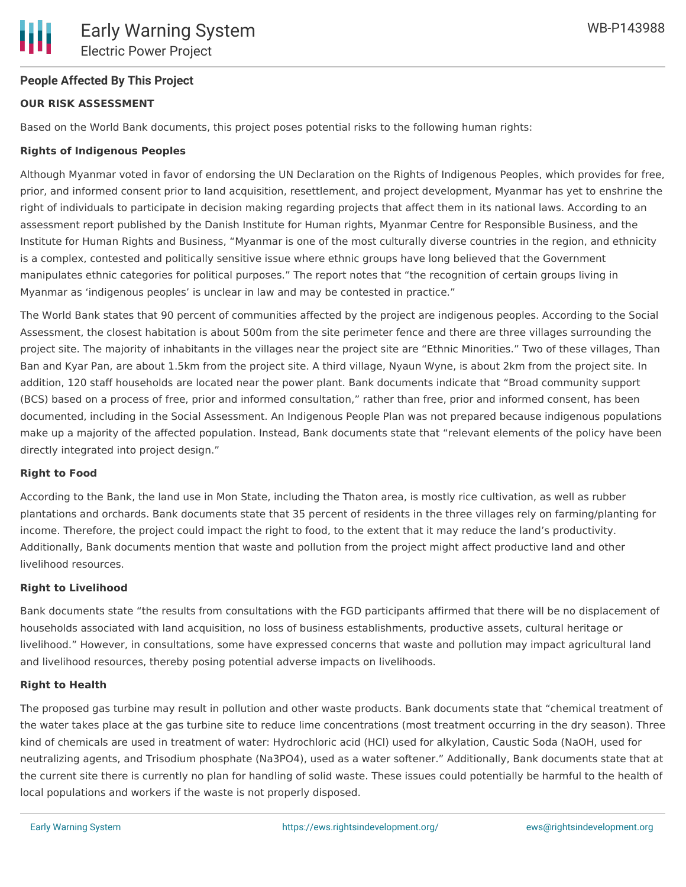## People Affected By This Project

### OUR RISK ASSESSMENT

Based on the World Bank documents, this project poses potential risks to the following human rights:

**Rights of Indigenous Peoples**

Although Myanmar voted in favor of endorsing the UN Declaration on the Rights of Indigenous Peoples, which provides for free, prior, and informed consent prior to land acquisition, resettlement, and project development, Myanmar has yet to enshrine the right of individuals to participate in decision making regarding projects that affect them in its national laws. According to an assessment report published by the Danish Institute for Human rights, Myanmar Centre for Responsible Business, and the Institute for Human Rights and Business, "Myanmar is one of the most culturally diverse countries in the region, and ethnicity is a complex, contested and politically sensitive issue where ethnic groups have long believed that the Government manipulates ethnic categories for political purposes." The report notes that "the recognition of certain groups living in Myanmar as 'indigenous peoples' is unclear in law and may be contested in practice."

The World Bank states that 90 percent of communities affected by the project are indigenous peoples. According to the Social Assessment, the closest habitation is about 500m from the site perimeter fence and there are three villages surrounding the project site. The majority of inhabitants in the villages near the project site are "Ethnic Minorities." Two of these villages, Than Ban and Kyar Pan, are about 1.5km from the project site. A third village, Nyaun Wyne, is about 2km from the project site. In addition, 120 staff households are located near the power plant. Bank documents indicate that "Broad community support (BCS) based on a process of free, prior and informed consultation," rather than free, prior and informed consent, has been documented, including in the Social Assessment. An Indigenous People Plan was not prepared because indigenous populations make up a majority of the affected population. Instead, Bank documents state that "relevant elements of the policy have been directly integrated into project design."

**Right to Food**

According to the Bank, the land use in Mon State, including the Thaton area, is mostly rice cultivation, as well as rubber plantations and orchards. Bank documents state that 35 percent of residents in the three villages rely on farming/planting for income. Therefore, the project could impact the right to food, to the extent that it may reduce the land's productivity. Additionally, Bank documents mention that waste and pollution from the project might affect productive land and other livelihood resources.

**Right to Livelihood**

Bank documents state "the results from consultations with the FGD participants affirmed that there will be no displacement of households associated with land acquisition, no loss of business establishments, productive assets, cultural heritage or livelihood." However, in consultations, some have expressed concerns that waste and pollution may impact agricultural land and livelihood resources, thereby posing potential adverse impacts on livelihoods.

**Right to Health**

The proposed gas turbine may result in pollution and other waste products. Bank documents state that "chemical treatment of the water takes place at the gas turbine site to reduce lime concentrations (most treatment occurring in the dry season). Three kind of chemicals are used in treatment of water: Hydrochloric acid (HCl) used for alkylation, Caustic Soda (NaOH, used for neutralizing agents, and Trisodium phosphate ($Na_3PO_4$), used as a water softener." Additionally, Bank documents state that at the current site there is currently no plan for handling of solid waste. These issues could potentially be harmful to the health of local populations and workers if the waste is not properly disposed.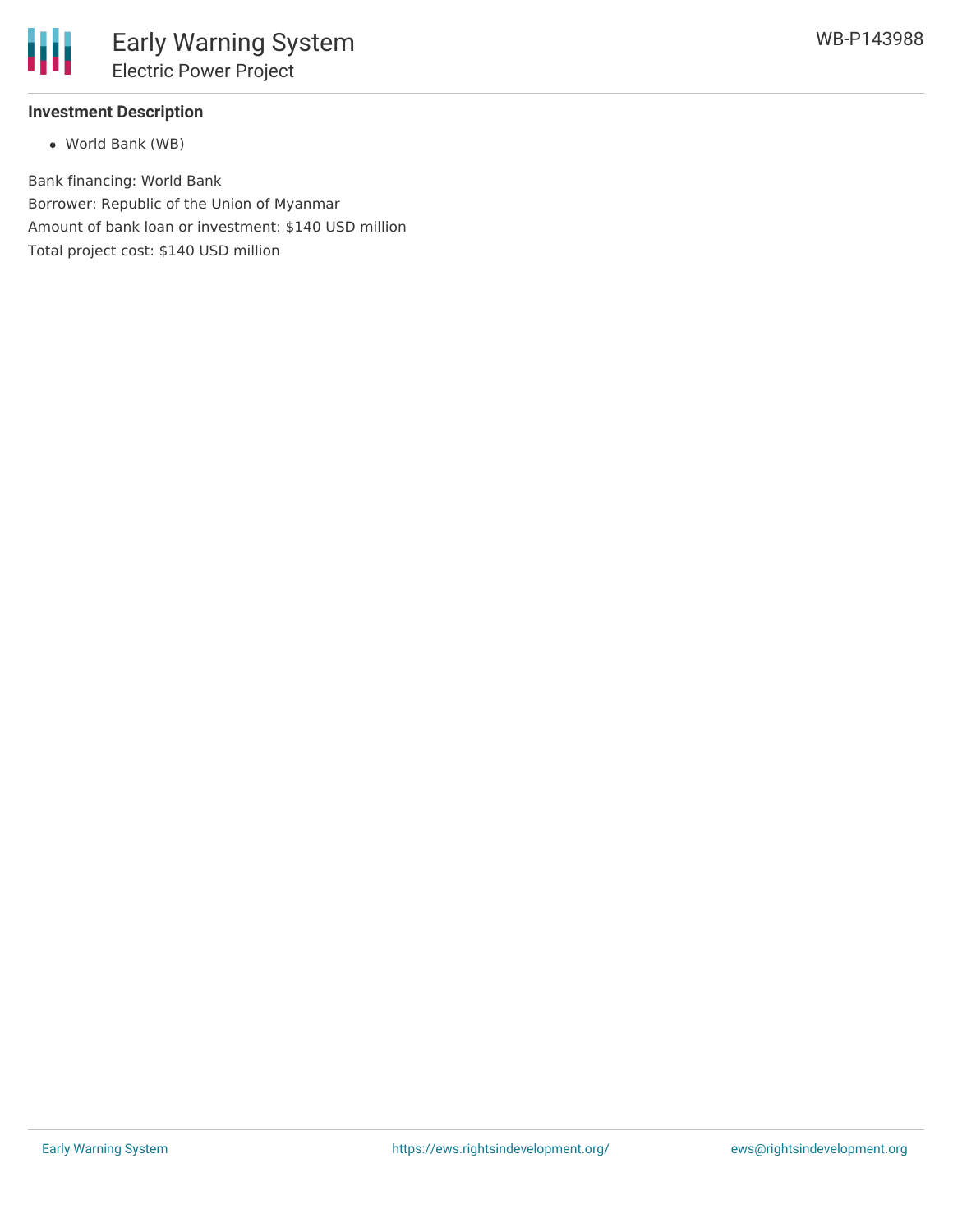### Investment Description

- World Bank (WB)

Bank financing: World Bank
Borrower: Republic of the Union of Myanmar
Amount of bank loan or investment: $140 USD million
Total project cost: $140 USD million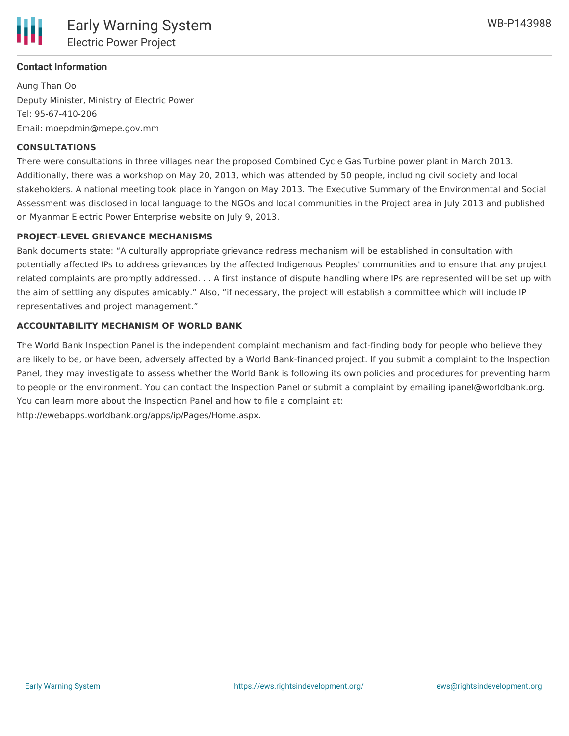#### Contact Information

Aung Than Oo
Deputy Minister, Ministry of Electric Power
Tel: 95-67-410-206
Email: moepdmin@mepe.gov.mm

#### CONSULTATIONS

There were consultations in three villages near the proposed Combined Cycle Gas Turbine power plant in March 2013. Additionally, there was a workshop on May 20, 2013, which was attended by 50 people, including civil society and local stakeholders. A national meeting took place in Yangon on May 2013. The Executive Summary of the Environmental and Social Assessment was disclosed in local language to the NGOs and local communities in the Project area in July 2013 and published on Myanmar Electric Power Enterprise website on July 9, 2013.

#### PROJECT-LEVEL GRIEVANCE MECHANISMS

Bank documents state: "A culturally appropriate grievance redress mechanism will be established in consultation with potentially affected IPs to address grievances by the affected Indigenous Peoples' communities and to ensure that any project related complaints are promptly addressed. . . A first instance of dispute handling where IPs are represented will be set up with the aim of settling any disputes amicably." Also, "if necessary, the project will establish a committee which will include IP representatives and project management."

#### ACCOUNTABILITY MECHANISM OF WORLD BANK

The World Bank Inspection Panel is the independent complaint mechanism and fact-finding body for people who believe they are likely to be, or have been, adversely affected by a World Bank-financed project. If you submit a complaint to the Inspection Panel, they may investigate to assess whether the World Bank is following its own policies and procedures for preventing harm to people or the environment. You can contact the Inspection Panel or submit a complaint by emailing ipanel@worldbank.org. You can learn more about the Inspection Panel and how to file a complaint at: http://ewebapps.worldbank.org/apps/ip/Pages/Home.aspx.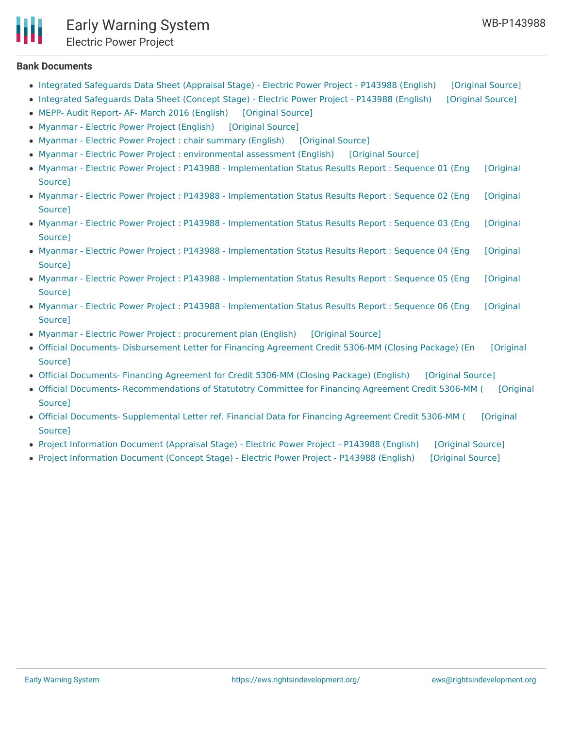### Bank Documents

- Integrated Safeguards Data Sheet (Appraisal Stage) - Electric Power Project - P143988 (English) [Original Source]
- Integrated Safeguards Data Sheet (Concept Stage) - Electric Power Project - P143988 (English) [Original Source]
- MEPP- Audit Report- AF- March 2016 (English) [Original Source]
- Myanmar - Electric Power Project (English) [Original Source]
- Myanmar - Electric Power Project : chair summary (English) [Original Source]
- Myanmar - Electric Power Project : environmental assessment (English) [Original Source]
- Myanmar - Electric Power Project : P143988 - Implementation Status Results Report : Sequence 01 (Eng [Original Source]
- Myanmar - Electric Power Project : P143988 - Implementation Status Results Report : Sequence 02 (Eng [Original Source]
- Myanmar - Electric Power Project : P143988 - Implementation Status Results Report : Sequence 03 (Eng [Original Source]
- Myanmar - Electric Power Project : P143988 - Implementation Status Results Report : Sequence 04 (Eng [Original Source]
- Myanmar - Electric Power Project : P143988 - Implementation Status Results Report : Sequence 05 (Eng [Original Source]
- Myanmar - Electric Power Project : P143988 - Implementation Status Results Report : Sequence 06 (Eng [Original Source]
- Myanmar - Electric Power Project : procurement plan (English) [Original Source]
- Official Documents- Disbursement Letter for Financing Agreement Credit 5306-MM (Closing Package) (En [Original Source]
- Official Documents- Financing Agreement for Credit 5306-MM (Closing Package) (English) [Original Source]
- Official Documents- Recommendations of Statutotry Committee for Financing Agreement Credit 5306-MM ( [Original Source]
- Official Documents- Supplemental Letter ref. Financial Data for Financing Agreement Credit 5306-MM ( [Original Source]
- Project Information Document (Appraisal Stage) - Electric Power Project - P143988 (English) [Original Source]
- Project Information Document (Concept Stage) - Electric Power Project - P143988 (English) [Original Source]